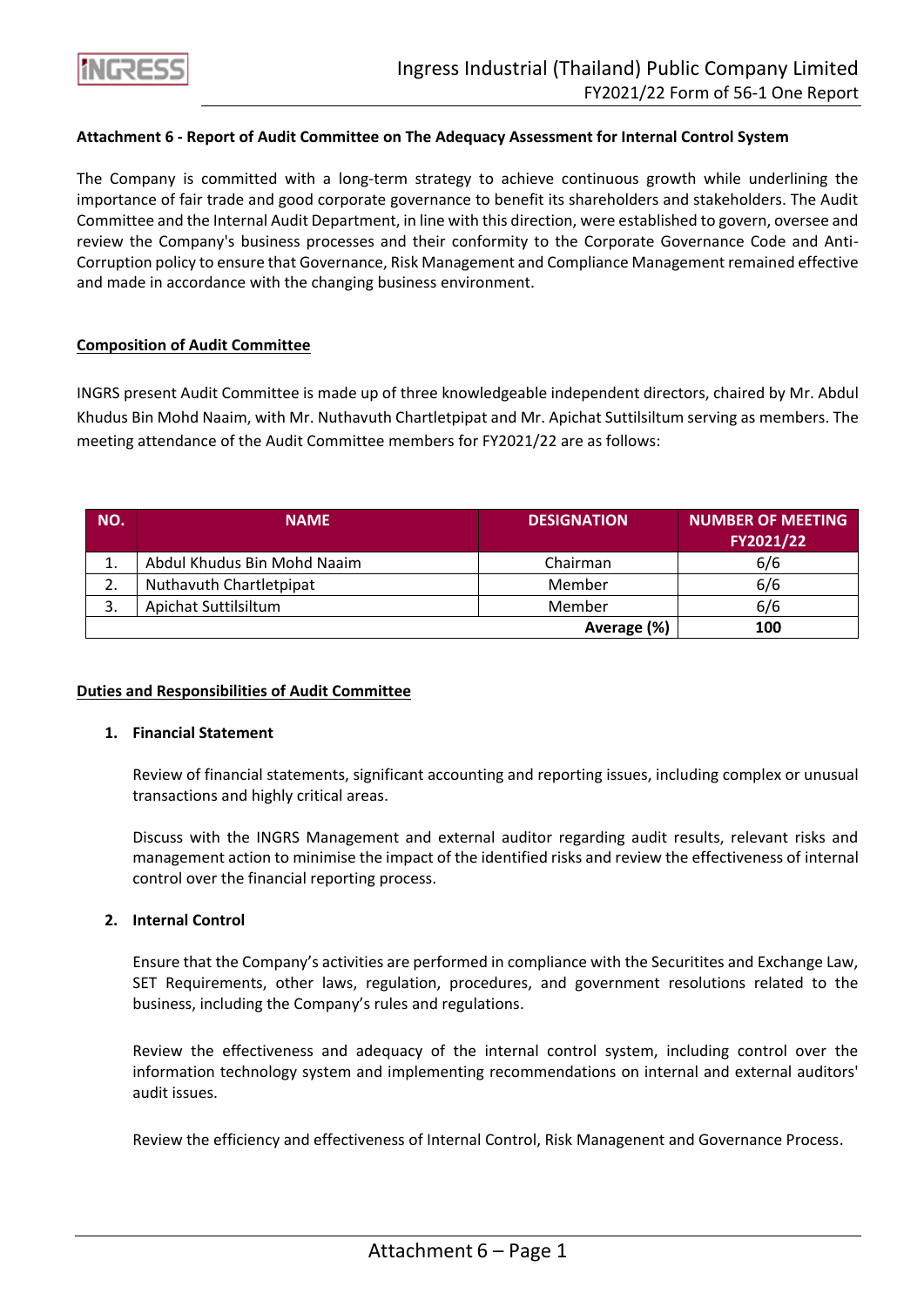**Attachment 6 - Report of Audit Committee on The Adequacy Assessment for Internal Control System**

The Company is committed with a long-term strategy to achieve continuous growth while underlining the importance of fair trade and good corporate governance to benefit its shareholders and stakeholders. The Audit Committee and the Internal Audit Department, in line with this direction, were established to govern, oversee and review the Company's business processes and their conformity to the Corporate Governance Code and Anti-Corruption policy to ensure that Governance, Risk Management and Compliance Management remained effective and made in accordance with the changing business environment.

**Composition of Audit Committee**

INGRS present Audit Committee is made up of three knowledgeable independent directors, chaired by Mr. Abdul Khudus Bin Mohd Naaim, with Mr. Nuthavuth Chartletpipat and Mr. Apichat Suttilsiltum serving as members. The meeting attendance of the Audit Committee members for FY2021/22 are as follows:

| NO. | NAME | DESIGNATION | NUMBER OF MEETING FY2021/22 |
|---|---|---|---|
| 1. | Abdul Khudus Bin Mohd Naaim | Chairman | 6/6 |
| 2. | Nuthavuth Chartletpipat | Member | 6/6 |
| 3. | Apichat Suttilsiltum | Member | 6/6 |
| | | **Average (%)** | **100** |

**Duties and Responsibilities of Audit Committee**

1. **Financial Statement**

   Review of financial statements, significant accounting and reporting issues, including complex or unusual transactions and highly critical areas.

   Discuss with the INGRS Management and external auditor regarding audit results, relevant risks and management action to minimise the impact of the identified risks and review the effectiveness of internal control over the financial reporting process.

2. **Internal Control**

   Ensure that the Company's activities are performed in compliance with the Securitites and Exchange Law, SET Requirements, other laws, regulation, procedures, and government resolutions related to the business, including the Company's rules and regulations.

   Review the effectiveness and adequacy of the internal control system, including control over the information technology system and implementing recommendations on internal and external auditors' audit issues.

   Review the efficiency and effectiveness of Internal Control, Risk Managenent and Governance Process.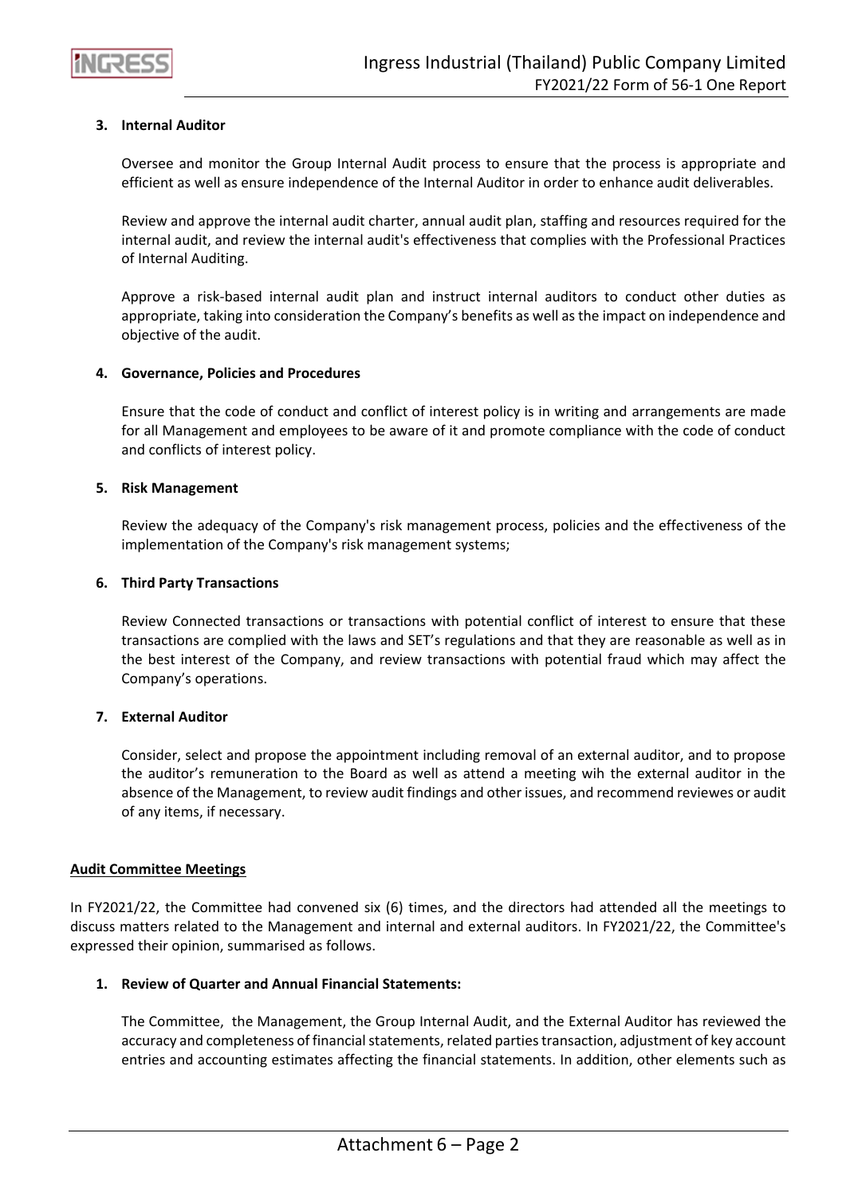3. **Internal Auditor**

   Oversee and monitor the Group Internal Audit process to ensure that the process is appropriate and efficient as well as ensure independence of the Internal Auditor in order to enhance audit deliverables.

   Review and approve the internal audit charter, annual audit plan, staffing and resources required for the internal audit, and review the internal audit's effectiveness that complies with the Professional Practices of Internal Auditing.

   Approve a risk-based internal audit plan and instruct internal auditors to conduct other duties as appropriate, taking into consideration the Company's benefits as well as the impact on independence and objective of the audit.

4. **Governance, Policies and Procedures**

   Ensure that the code of conduct and conflict of interest policy is in writing and arrangements are made for all Management and employees to be aware of it and promote compliance with the code of conduct and conflicts of interest policy.

5. **Risk Management**

   Review the adequacy of the Company's risk management process, policies and the effectiveness of the implementation of the Company's risk management systems;

6. **Third Party Transactions**

   Review Connected transactions or transactions with potential conflict of interest to ensure that these transactions are complied with the laws and SET's regulations and that they are reasonable as well as in the best interest of the Company, and review transactions with potential fraud which may affect the Company's operations.

7. **External Auditor**

   Consider, select and propose the appointment including removal of an external auditor, and to propose the auditor's remuneration to the Board as well as attend a meeting wih the external auditor in the absence of the Management, to review audit findings and other issues, and recommend reviewes or audit of any items, if necessary.

**Audit Committee Meetings**

In FY2021/22, the Committee had convened six (6) times, and the directors had attended all the meetings to discuss matters related to the Management and internal and external auditors. In FY2021/22, the Committee's expressed their opinion, summarised as follows.

1. **Review of Quarter and Annual Financial Statements:**

   The Committee, the Management, the Group Internal Audit, and the External Auditor has reviewed the accuracy and completeness of financial statements, related parties transaction, adjustment of key account entries and accounting estimates affecting the financial statements. In addition, other elements such as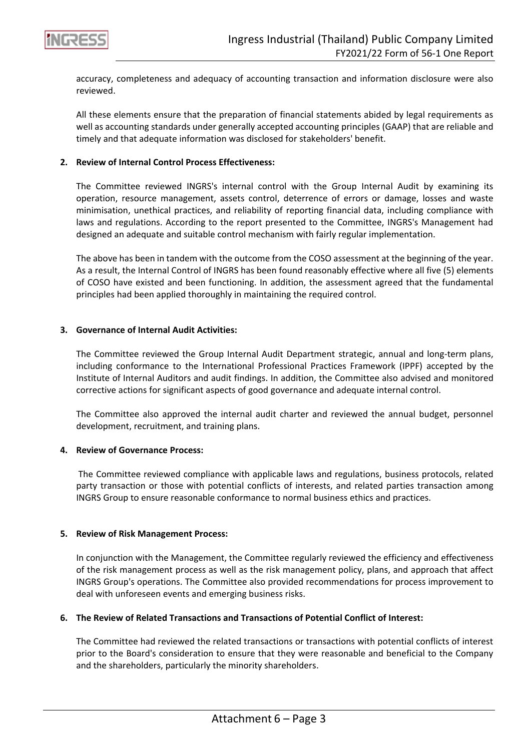accuracy, completeness and adequacy of accounting transaction and information disclosure were also reviewed.

All these elements ensure that the preparation of financial statements abided by legal requirements as well as accounting standards under generally accepted accounting principles (GAAP) that are reliable and timely and that adequate information was disclosed for stakeholders' benefit.

**2. Review of Internal Control Process Effectiveness:**

The Committee reviewed INGRS's internal control with the Group Internal Audit by examining its operation, resource management, assets control, deterrence of errors or damage, losses and waste minimisation, unethical practices, and reliability of reporting financial data, including compliance with laws and regulations. According to the report presented to the Committee, INGRS's Management had designed an adequate and suitable control mechanism with fairly regular implementation.

The above has been in tandem with the outcome from the COSO assessment at the beginning of the year. As a result, the Internal Control of INGRS has been found reasonably effective where all five (5) elements of COSO have existed and been functioning. In addition, the assessment agreed that the fundamental principles had been applied thoroughly in maintaining the required control.

**3. Governance of Internal Audit Activities:**

The Committee reviewed the Group Internal Audit Department strategic, annual and long-term plans, including conformance to the International Professional Practices Framework (IPPF) accepted by the Institute of Internal Auditors and audit findings. In addition, the Committee also advised and monitored corrective actions for significant aspects of good governance and adequate internal control.

The Committee also approved the internal audit charter and reviewed the annual budget, personnel development, recruitment, and training plans.

**4. Review of Governance Process:**

The Committee reviewed compliance with applicable laws and regulations, business protocols, related party transaction or those with potential conflicts of interests, and related parties transaction among INGRS Group to ensure reasonable conformance to normal business ethics and practices.

**5. Review of Risk Management Process:**

In conjunction with the Management, the Committee regularly reviewed the efficiency and effectiveness of the risk management process as well as the risk management policy, plans, and approach that affect INGRS Group's operations. The Committee also provided recommendations for process improvement to deal with unforeseen events and emerging business risks.

**6. The Review of Related Transactions and Transactions of Potential Conflict of Interest:**

The Committee had reviewed the related transactions or transactions with potential conflicts of interest prior to the Board's consideration to ensure that they were reasonable and beneficial to the Company and the shareholders, particularly the minority shareholders.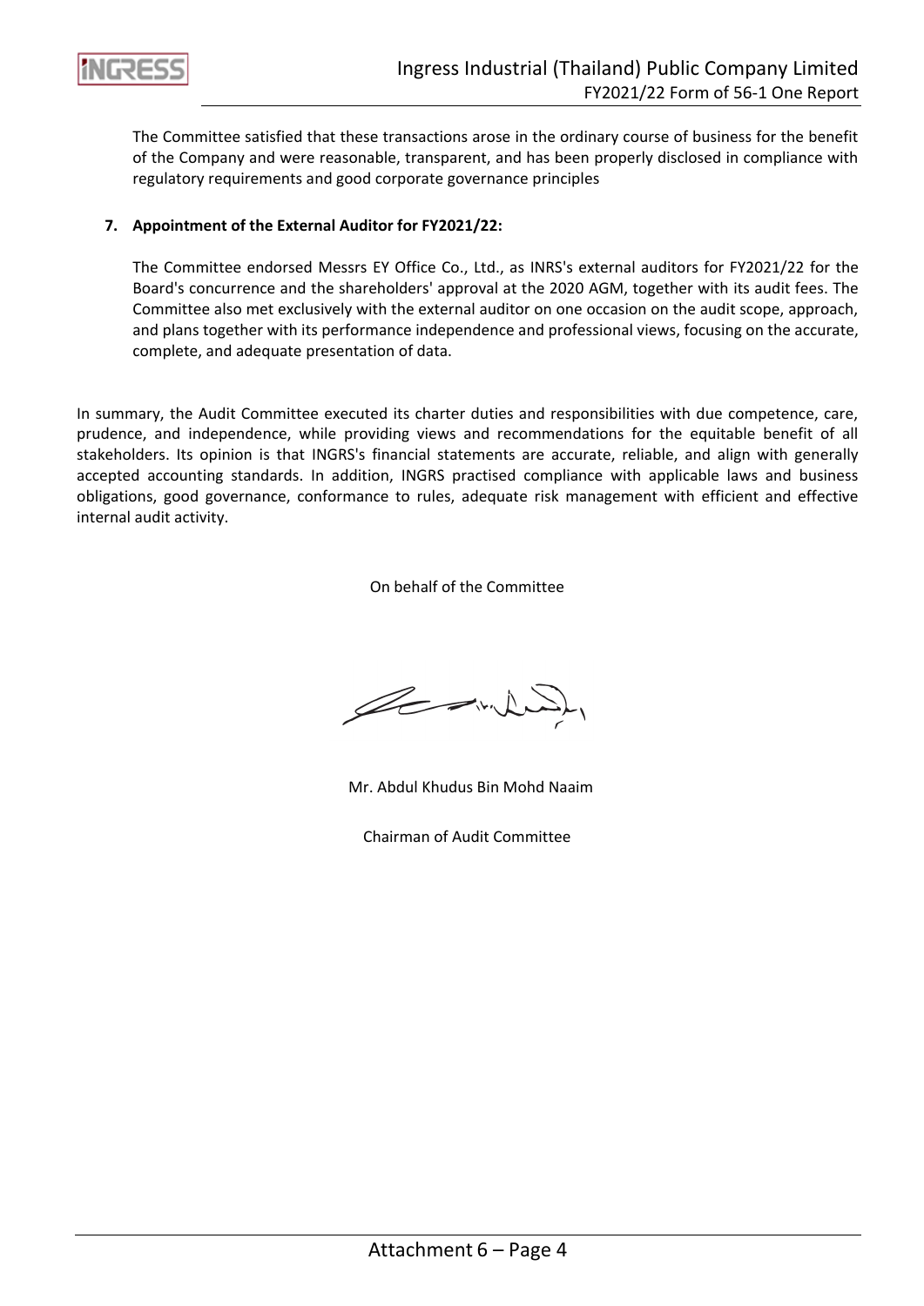The Committee satisfied that these transactions arose in the ordinary course of business for the benefit of the Company and were reasonable, transparent, and has been properly disclosed in compliance with regulatory requirements and good corporate governance principles

**7. Appointment of the External Auditor for FY2021/22:**

The Committee endorsed Messrs EY Office Co., Ltd., as INRS's external auditors for FY2021/22 for the Board's concurrence and the shareholders' approval at the 2020 AGM, together with its audit fees. The Committee also met exclusively with the external auditor on one occasion on the audit scope, approach, and plans together with its performance independence and professional views, focusing on the accurate, complete, and adequate presentation of data.

In summary, the Audit Committee executed its charter duties and responsibilities with due competence, care, prudence, and independence, while providing views and recommendations for the equitable benefit of all stakeholders. Its opinion is that INGRS's financial statements are accurate, reliable, and align with generally accepted accounting standards. In addition, INGRS practised compliance with applicable laws and business obligations, good governance, conformance to rules, adequate risk management with efficient and effective internal audit activity.

On behalf of the Committee

Mr. Abdul Khudus Bin Mohd Naaim

Chairman of Audit Committee